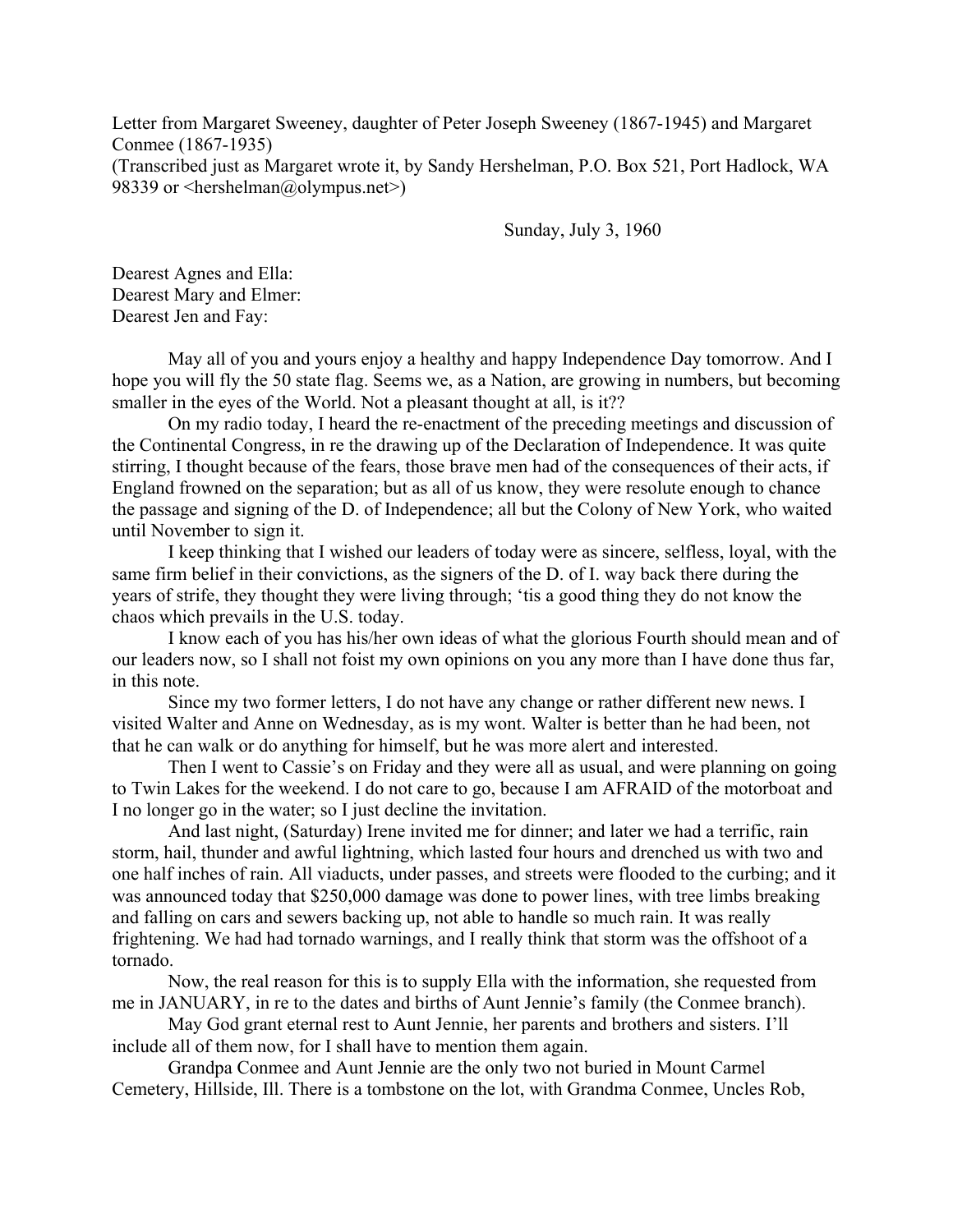Letter from Margaret Sweeney, daughter of Peter Joseph Sweeney (1867-1945) and Margaret Conmee (1867-1935)
(Transcribed just as Margaret wrote it, by Sandy Hershelman, P.O. Box 521, Port Hadlock, WA 98339 or <hershelman@olympus.net>)

Sunday, July 3, 1960

Dearest Agnes and Ella:
Dearest Mary and Elmer:
Dearest Jen and Fay:

May all of you and yours enjoy a healthy and happy Independence Day tomorrow. And I hope you will fly the 50 state flag. Seems we, as a Nation, are growing in numbers, but becoming smaller in the eyes of the World. Not a pleasant thought at all, is it??

On my radio today, I heard the re-enactment of the preceding meetings and discussion of the Continental Congress, in re the drawing up of the Declaration of Independence. It was quite stirring, I thought because of the fears, those brave men had of the consequences of their acts, if England frowned on the separation; but as all of us know, they were resolute enough to chance the passage and signing of the D. of Independence; all but the Colony of New York, who waited until November to sign it.

I keep thinking that I wished our leaders of today were as sincere, selfless, loyal, with the same firm belief in their convictions, as the signers of the D. of I. way back there during the years of strife, they thought they were living through; 'tis a good thing they do not know the chaos which prevails in the U.S. today.

I know each of you has his/her own ideas of what the glorious Fourth should mean and of our leaders now, so I shall not foist my own opinions on you any more than I have done thus far, in this note.

Since my two former letters, I do not have any change or rather different new news. I visited Walter and Anne on Wednesday, as is my wont. Walter is better than he had been, not that he can walk or do anything for himself, but he was more alert and interested.

Then I went to Cassie's on Friday and they were all as usual, and were planning on going to Twin Lakes for the weekend. I do not care to go, because I am AFRAID of the motorboat and I no longer go in the water; so I just decline the invitation.

And last night, (Saturday) Irene invited me for dinner; and later we had a terrific, rain storm, hail, thunder and awful lightning, which lasted four hours and drenched us with two and one half inches of rain. All viaducts, under passes, and streets were flooded to the curbing; and it was announced today that $250,000 damage was done to power lines, with tree limbs breaking and falling on cars and sewers backing up, not able to handle so much rain. It was really frightening. We had had tornado warnings, and I really think that storm was the offshoot of a tornado.

Now, the real reason for this is to supply Ella with the information, she requested from me in JANUARY, in re to the dates and births of Aunt Jennie's family (the Conmee branch).

May God grant eternal rest to Aunt Jennie, her parents and brothers and sisters. I'll include all of them now, for I shall have to mention them again.

Grandpa Conmee and Aunt Jennie are the only two not buried in Mount Carmel Cemetery, Hillside, Ill. There is a tombstone on the lot, with Grandma Conmee, Uncles Rob,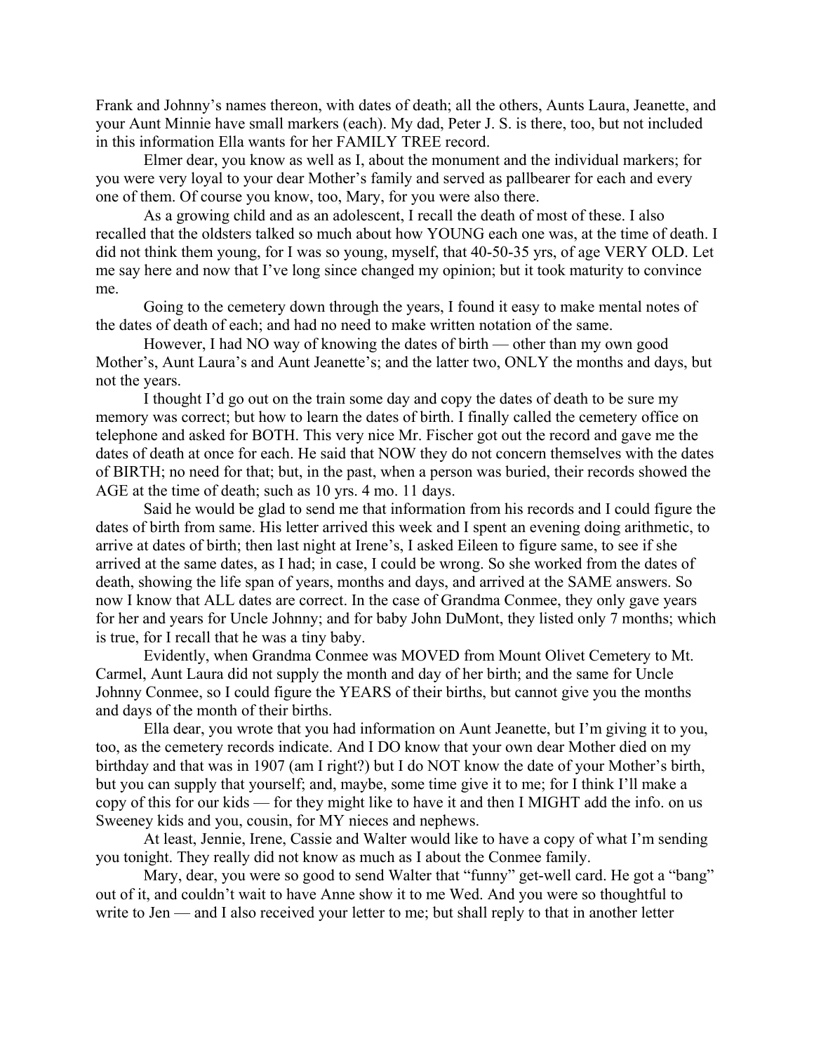Frank and Johnny's names thereon, with dates of death; all the others, Aunts Laura, Jeanette, and your Aunt Minnie have small markers (each). My dad, Peter J. S. is there, too, but not included in this information Ella wants for her FAMILY TREE record.

Elmer dear, you know as well as I, about the monument and the individual markers; for you were very loyal to your dear Mother's family and served as pallbearer for each and every one of them. Of course you know, too, Mary, for you were also there.

As a growing child and as an adolescent, I recall the death of most of these. I also recalled that the oldsters talked so much about how YOUNG each one was, at the time of death. I did not think them young, for I was so young, myself, that 40-50-35 yrs, of age VERY OLD. Let me say here and now that I've long since changed my opinion; but it took maturity to convince me.

Going to the cemetery down through the years, I found it easy to make mental notes of the dates of death of each; and had no need to make written notation of the same.

However, I had NO way of knowing the dates of birth — other than my own good Mother's, Aunt Laura's and Aunt Jeanette's; and the latter two, ONLY the months and days, but not the years.

I thought I'd go out on the train some day and copy the dates of death to be sure my memory was correct; but how to learn the dates of birth. I finally called the cemetery office on telephone and asked for BOTH. This very nice Mr. Fischer got out the record and gave me the dates of death at once for each. He said that NOW they do not concern themselves with the dates of BIRTH; no need for that; but, in the past, when a person was buried, their records showed the AGE at the time of death; such as 10 yrs. 4 mo. 11 days.

Said he would be glad to send me that information from his records and I could figure the dates of birth from same. His letter arrived this week and I spent an evening doing arithmetic, to arrive at dates of birth; then last night at Irene's, I asked Eileen to figure same, to see if she arrived at the same dates, as I had; in case, I could be wrong. So she worked from the dates of death, showing the life span of years, months and days, and arrived at the SAME answers. So now I know that ALL dates are correct. In the case of Grandma Conmee, they only gave years for her and years for Uncle Johnny; and for baby John DuMont, they listed only 7 months; which is true, for I recall that he was a tiny baby.

Evidently, when Grandma Conmee was MOVED from Mount Olivet Cemetery to Mt. Carmel, Aunt Laura did not supply the month and day of her birth; and the same for Uncle Johnny Conmee, so I could figure the YEARS of their births, but cannot give you the months and days of the month of their births.

Ella dear, you wrote that you had information on Aunt Jeanette, but I'm giving it to you, too, as the cemetery records indicate. And I DO know that your own dear Mother died on my birthday and that was in 1907 (am I right?) but I do NOT know the date of your Mother's birth, but you can supply that yourself; and, maybe, some time give it to me; for I think I'll make a copy of this for our kids — for they might like to have it and then I MIGHT add the info. on us Sweeney kids and you, cousin, for MY nieces and nephews.

At least, Jennie, Irene, Cassie and Walter would like to have a copy of what I'm sending you tonight. They really did not know as much as I about the Conmee family.

Mary, dear, you were so good to send Walter that "funny" get-well card. He got a "bang" out of it, and couldn't wait to have Anne show it to me Wed. And you were so thoughtful to write to Jen — and I also received your letter to me; but shall reply to that in another letter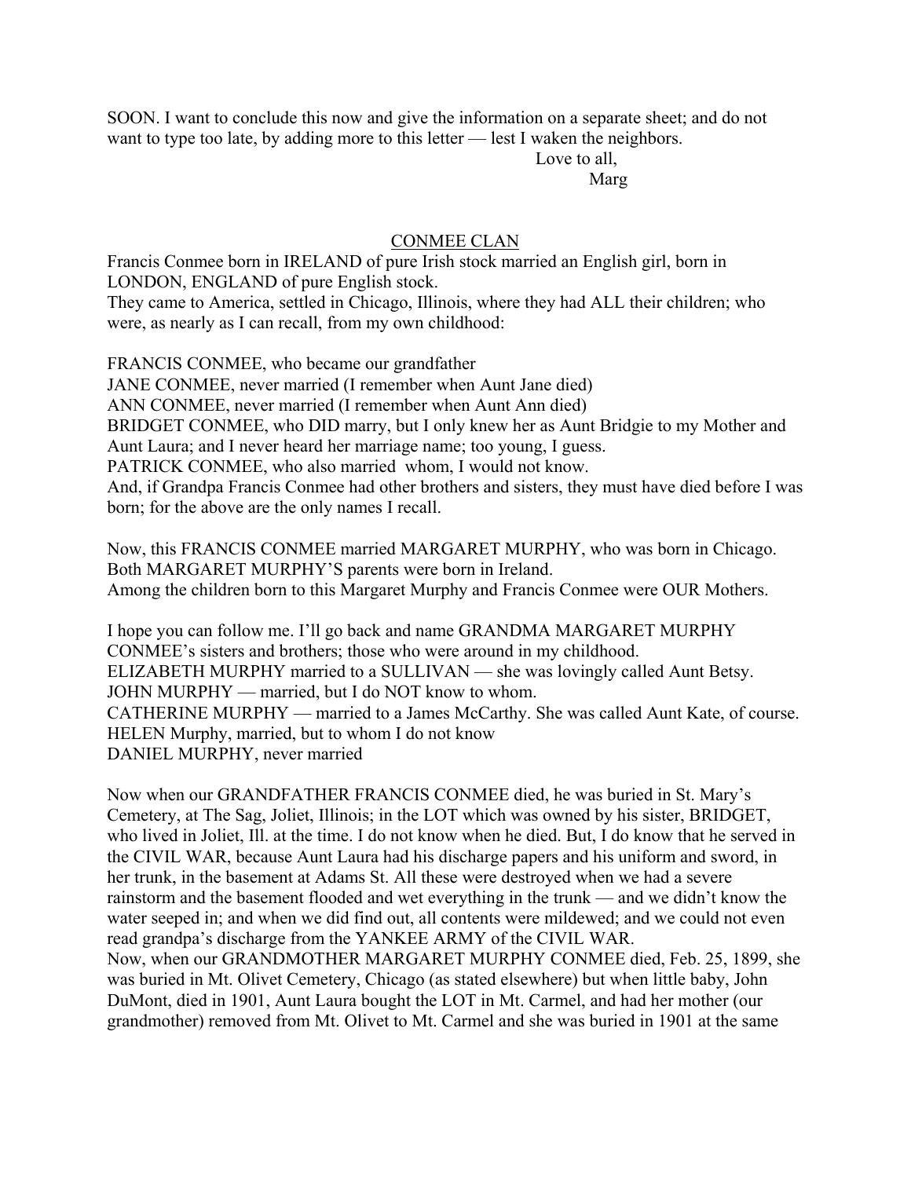SOON. I want to conclude this now and give the information on a separate sheet; and do not want to type too late, by adding more to this letter — lest I waken the neighbors.

Love to all,

Marg

## CONMEE CLAN

Francis Conmee born in IRELAND of pure Irish stock married an English girl, born in LONDON, ENGLAND of pure English stock.
They came to America, settled in Chicago, Illinois, where they had ALL their children; who were, as nearly as I can recall, from my own childhood:

FRANCIS CONMEE, who became our grandfather
JANE CONMEE, never married (I remember when Aunt Jane died)
ANN CONMEE, never married (I remember when Aunt Ann died)
BRIDGET CONMEE, who DID marry, but I only knew her as Aunt Bridgie to my Mother and Aunt Laura; and I never heard her marriage name; too young, I guess.
PATRICK CONMEE, who also married whom, I would not know.
And, if Grandpa Francis Conmee had other brothers and sisters, they must have died before I was born; for the above are the only names I recall.

Now, this FRANCIS CONMEE married MARGARET MURPHY, who was born in Chicago.
Both MARGARET MURPHY'S parents were born in Ireland.
Among the children born to this Margaret Murphy and Francis Conmee were OUR Mothers.

I hope you can follow me. I'll go back and name GRANDMA MARGARET MURPHY CONMEE's sisters and brothers; those who were around in my childhood.
ELIZABETH MURPHY married to a SULLIVAN — she was lovingly called Aunt Betsy.
JOHN MURPHY — married, but I do NOT know to whom.
CATHERINE MURPHY — married to a James McCarthy. She was called Aunt Kate, of course.
HELEN Murphy, married, but to whom I do not know
DANIEL MURPHY, never married

Now when our GRANDFATHER FRANCIS CONMEE died, he was buried in St. Mary's Cemetery, at The Sag, Joliet, Illinois; in the LOT which was owned by his sister, BRIDGET, who lived in Joliet, Ill. at the time. I do not know when he died. But, I do know that he served in the CIVIL WAR, because Aunt Laura had his discharge papers and his uniform and sword, in her trunk, in the basement at Adams St. All these were destroyed when we had a severe rainstorm and the basement flooded and wet everything in the trunk — and we didn't know the water seeped in; and when we did find out, all contents were mildewed; and we could not even read grandpa's discharge from the YANKEE ARMY of the CIVIL WAR.
Now, when our GRANDMOTHER MARGARET MURPHY CONMEE died, Feb. 25, 1899, she was buried in Mt. Olivet Cemetery, Chicago (as stated elsewhere) but when little baby, John DuMont, died in 1901, Aunt Laura bought the LOT in Mt. Carmel, and had her mother (our grandmother) removed from Mt. Olivet to Mt. Carmel and she was buried in 1901 at the same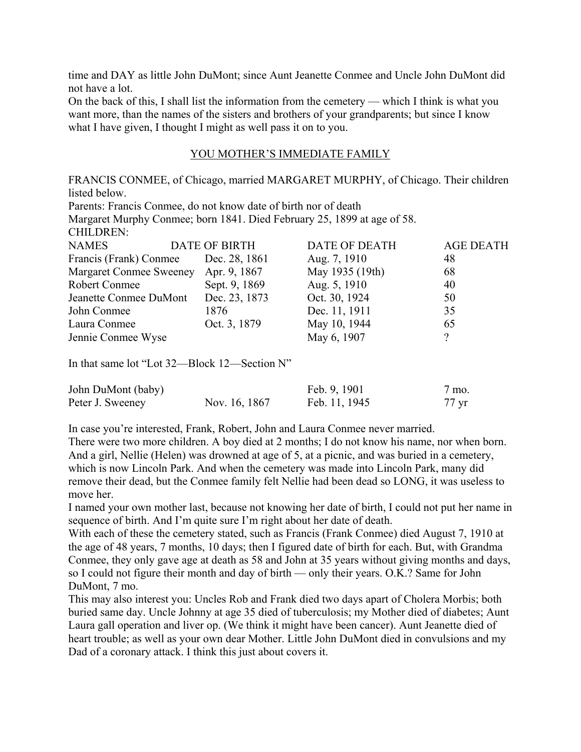time and DAY as little John DuMont; since Aunt Jeanette Conmee and Uncle John DuMont did not have a lot.

On the back of this, I shall list the information from the cemetery — which I think is what you want more, than the names of the sisters and brothers of your grandparents; but since I know what I have given, I thought I might as well pass it on to you.

## YOU MOTHER'S IMMEDIATE FAMILY

FRANCIS CONMEE, of Chicago, married MARGARET MURPHY, of Chicago. Their children listed below.

Parents: Francis Conmee, do not know date of birth nor of death

Margaret Murphy Conmee; born 1841. Died February 25, 1899 at age of 58.

CHILDREN:

| NAMES | DATE OF BIRTH | DATE OF DEATH | AGE DEATH |
|---|---|---|---|
| Francis (Frank) Conmee | Dec. 28, 1861 | Aug. 7, 1910 | 48 |
| Margaret Conmee Sweeney | Apr. 9, 1867 | May 1935 (19th) | 68 |
| Robert Conmee | Sept. 9, 1869 | Aug. 5, 1910 | 40 |
| Jeanette Conmee DuMont | Dec. 23, 1873 | Oct. 30, 1924 | 50 |
| John Conmee | 1876 | Dec. 11, 1911 | 35 |
| Laura Conmee | Oct. 3, 1879 | May 10, 1944 | 65 |
| Jennie Conmee Wyse | | May 6, 1907 | ? |

In that same lot "Lot 32—Block 12—Section N"

| | | | |
|---|---|---|---|
| John DuMont (baby) | | Feb. 9, 1901 | 7 mo. |
| Peter J. Sweeney | Nov. 16, 1867 | Feb. 11, 1945 | 77 yr |

In case you're interested, Frank, Robert, John and Laura Conmee never married.

There were two more children. A boy died at 2 months; I do not know his name, nor when born. And a girl, Nellie (Helen) was drowned at age of 5, at a picnic, and was buried in a cemetery, which is now Lincoln Park. And when the cemetery was made into Lincoln Park, many did remove their dead, but the Conmee family felt Nellie had been dead so LONG, it was useless to move her.

I named your own mother last, because not knowing her date of birth, I could not put her name in sequence of birth. And I'm quite sure I'm right about her date of death.

With each of these the cemetery stated, such as Francis (Frank Conmee) died August 7, 1910 at the age of 48 years, 7 months, 10 days; then I figured date of birth for each. But, with Grandma Conmee, they only gave age at death as 58 and John at 35 years without giving months and days, so I could not figure their month and day of birth — only their years. O.K.? Same for John DuMont, 7 mo.

This may also interest you: Uncles Rob and Frank died two days apart of Cholera Morbis; both buried same day. Uncle Johnny at age 35 died of tuberculosis; my Mother died of diabetes; Aunt Laura gall operation and liver op. (We think it might have been cancer). Aunt Jeanette died of heart trouble; as well as your own dear Mother. Little John DuMont died in convulsions and my Dad of a coronary attack. I think this just about covers it.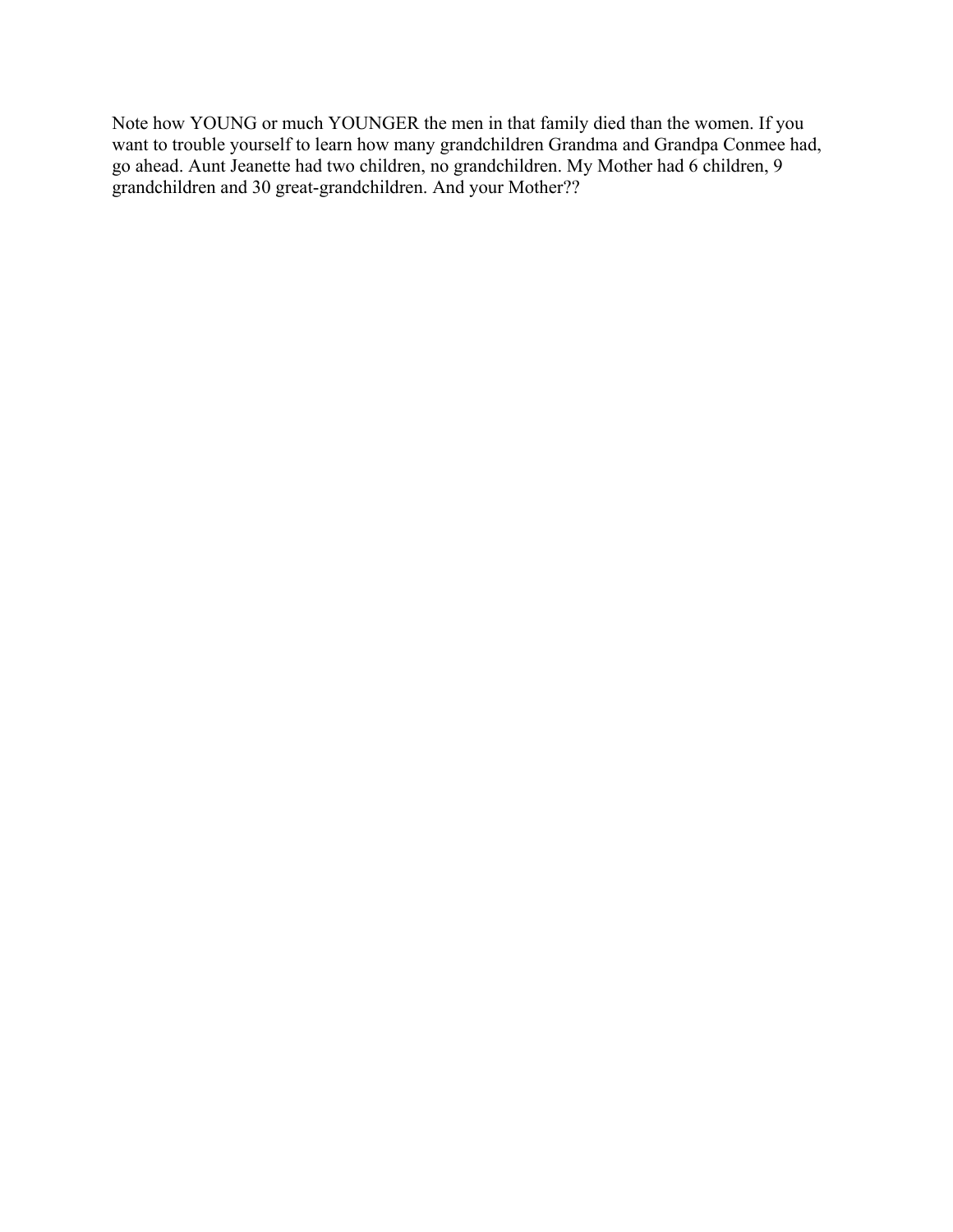Note how YOUNG or much YOUNGER the men in that family died than the women. If you want to trouble yourself to learn how many grandchildren Grandma and Grandpa Conmee had, go ahead. Aunt Jeanette had two children, no grandchildren. My Mother had 6 children, 9 grandchildren and 30 great-grandchildren. And your Mother??